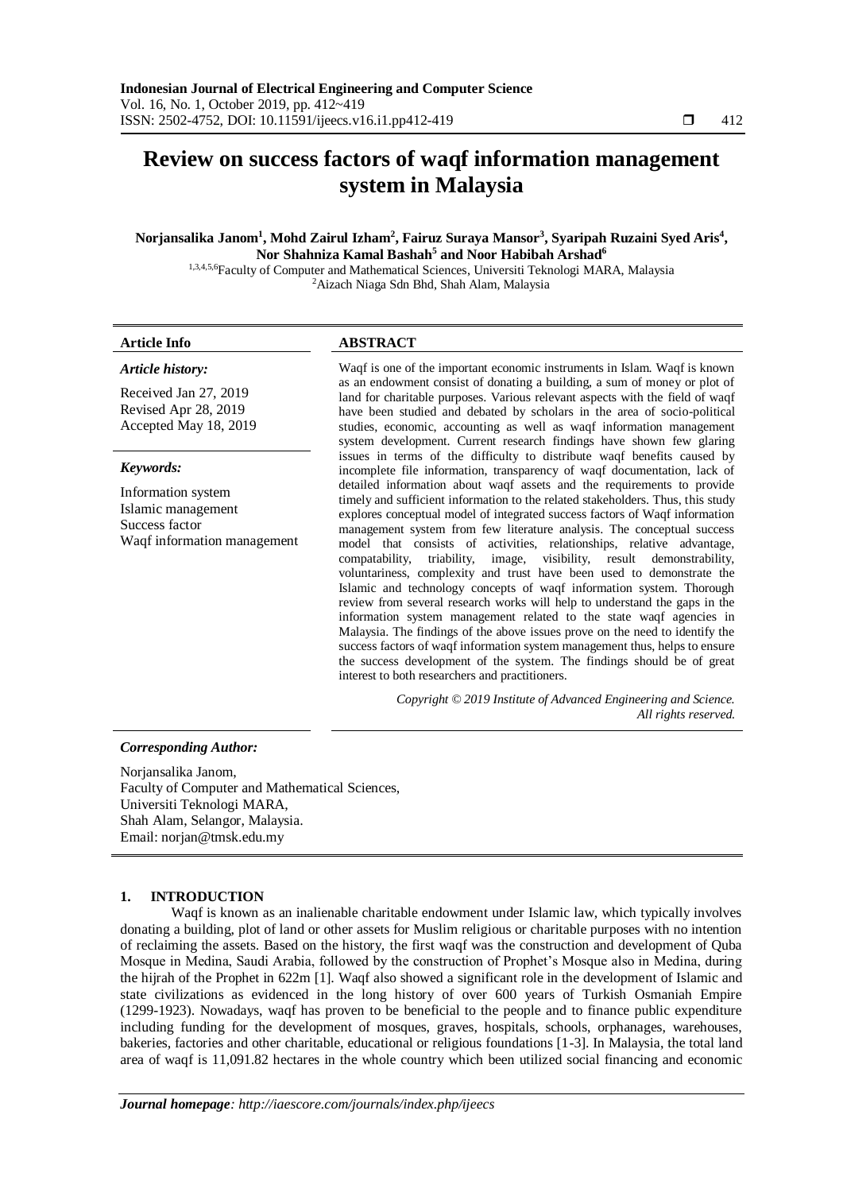# Review on success factors of waqf information management system in Malaysia

**Norjansalika Janom[1], Mohd Zairul Izham[2], Fairuz Suraya Mansor[3], Syaripah Ruzaini Syed Aris[4], Nor Shahniza Kamal Bashah[5] and Noor Habibah Arshad[6]**

[1,3,4,5,6]Faculty of Computer and Mathematical Sciences, Universiti Teknologi MARA, Malaysia
[2]Aizach Niaga Sdn Bhd, Shah Alam, Malaysia

### Article Info

*Article history:*

Received Jan 27, 2019
Revised Apr 28, 2019
Accepted May 18, 2019

*Keywords:*

Information system
Islamic management
Success factor
Waqf information management

### ABSTRACT

Waqf is one of the important economic instruments in Islam. Waqf is known as an endowment consist of donating a building, a sum of money or plot of land for charitable purposes. Various relevant aspects with the field of waqf have been studied and debated by scholars in the area of socio-political studies, economic, accounting as well as waqf information management system development. Current research findings have shown few glaring issues in terms of the difficulty to distribute waqf benefits caused by incomplete file information, transparency of waqf documentation, lack of detailed information about waqf assets and the requirements to provide timely and sufficient information to the related stakeholders. Thus, this study explores conceptual model of integrated success factors of Waqf information management system from few literature analysis. The conceptual success model that consists of activities, relationships, relative advantage, compatability, triability, image, visibility, result demonstrability, voluntariness, complexity and trust have been used to demonstrate the Islamic and technology concepts of waqf information system. Thorough review from several research works will help to understand the gaps in the information system management related to the state waqf agencies in Malaysia. The findings of the above issues prove on the need to identify the success factors of waqf information system management thus, helps to ensure the success development of the system. The findings should be of great interest to both researchers and practitioners.

*Copyright © 2019 Institute of Advanced Engineering and Science. All rights reserved.*

*Corresponding Author:*

Norjansalika Janom,
Faculty of Computer and Mathematical Sciences,
Universiti Teknologi MARA,
Shah Alam, Selangor, Malaysia.
Email: norjan@tmsk.edu.my

## 1. INTRODUCTION

Waqf is known as an inalienable charitable endowment under Islamic law, which typically involves donating a building, plot of land or other assets for Muslim religious or charitable purposes with no intention of reclaiming the assets. Based on the history, the first waqf was the construction and development of Quba Mosque in Medina, Saudi Arabia, followed by the construction of Prophet's Mosque also in Medina, during the hijrah of the Prophet in 622m [1]. Waqf also showed a significant role in the development of Islamic and state civilizations as evidenced in the long history of over 600 years of Turkish Osmaniah Empire (1299-1923). Nowadays, waqf has proven to be beneficial to the people and to finance public expenditure including funding for the development of mosques, graves, hospitals, schools, orphanages, warehouses, bakeries, factories and other charitable, educational or religious foundations [1-3]. In Malaysia, the total land area of waqf is 11,091.82 hectares in the whole country which been utilized social financing and economic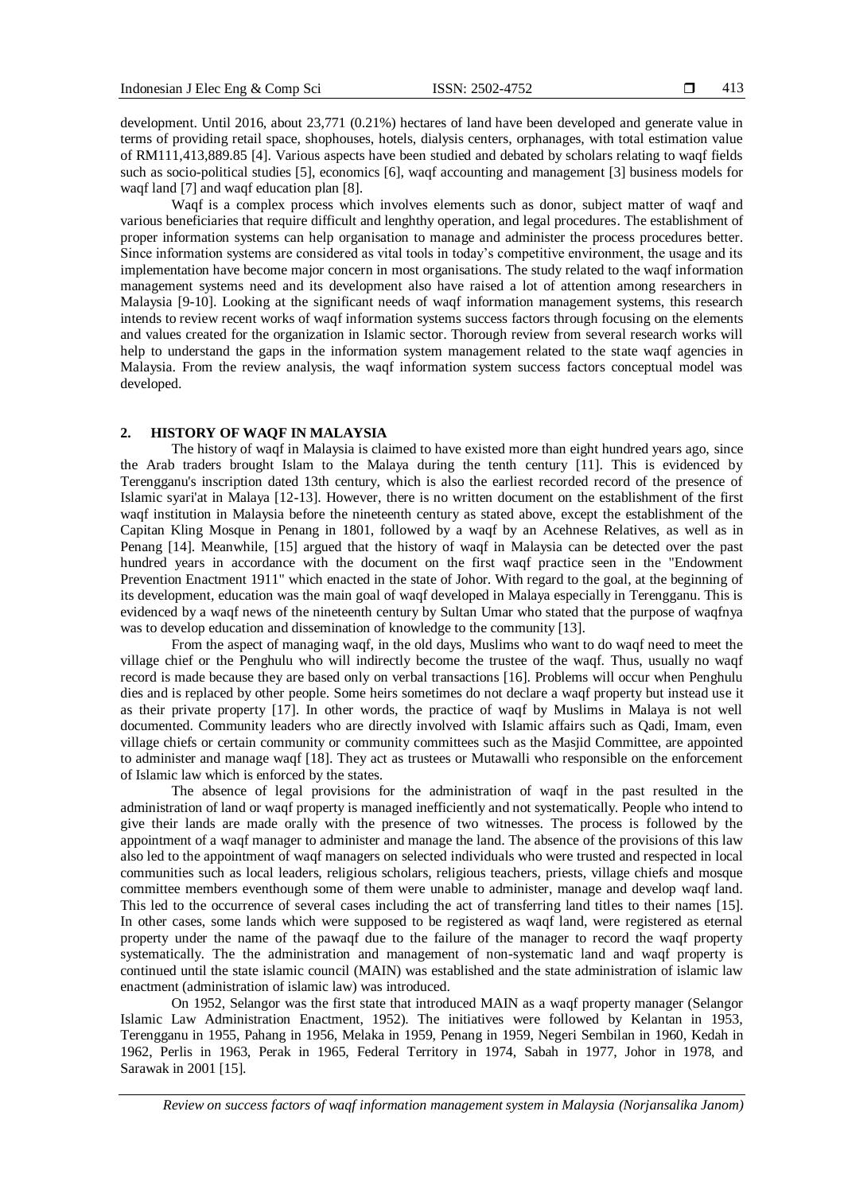development. Until 2016, about 23,771 (0.21%) hectares of land have been developed and generate value in terms of providing retail space, shophouses, hotels, dialysis centers, orphanages, with total estimation value of RM111,413,889.85 [4]. Various aspects have been studied and debated by scholars relating to waqf fields such as socio-political studies [5], economics [6], waqf accounting and management [3] business models for waqf land [7] and waqf education plan [8].

Waqf is a complex process which involves elements such as donor, subject matter of waqf and various beneficiaries that require difficult and lenghthy operation, and legal procedures. The establishment of proper information systems can help organisation to manage and administer the process procedures better. Since information systems are considered as vital tools in today's competitive environment, the usage and its implementation have become major concern in most organisations. The study related to the waqf information management systems need and its development also have raised a lot of attention among researchers in Malaysia [9-10]. Looking at the significant needs of waqf information management systems, this research intends to review recent works of waqf information systems success factors through focusing on the elements and values created for the organization in Islamic sector. Thorough review from several research works will help to understand the gaps in the information system management related to the state waqf agencies in Malaysia. From the review analysis, the waqf information system success factors conceptual model was developed.

## 2. HISTORY OF WAQF IN MALAYSIA

The history of waqf in Malaysia is claimed to have existed more than eight hundred years ago, since the Arab traders brought Islam to the Malaya during the tenth century [11]. This is evidenced by Terengganu's inscription dated 13th century, which is also the earliest recorded record of the presence of Islamic syari'at in Malaya [12-13]. However, there is no written document on the establishment of the first waqf institution in Malaysia before the nineteenth century as stated above, except the establishment of the Capitan Kling Mosque in Penang in 1801, followed by a waqf by an Acehnese Relatives, as well as in Penang [14]. Meanwhile, [15] argued that the history of waqf in Malaysia can be detected over the past hundred years in accordance with the document on the first waqf practice seen in the "Endowment Prevention Enactment 1911" which enacted in the state of Johor. With regard to the goal, at the beginning of its development, education was the main goal of waqf developed in Malaya especially in Terengganu. This is evidenced by a waqf news of the nineteenth century by Sultan Umar who stated that the purpose of waqfnya was to develop education and dissemination of knowledge to the community [13].

From the aspect of managing waqf, in the old days, Muslims who want to do waqf need to meet the village chief or the Penghulu who will indirectly become the trustee of the waqf. Thus, usually no waqf record is made because they are based only on verbal transactions [16]. Problems will occur when Penghulu dies and is replaced by other people. Some heirs sometimes do not declare a waqf property but instead use it as their private property [17]. In other words, the practice of waqf by Muslims in Malaya is not well documented. Community leaders who are directly involved with Islamic affairs such as Qadi, Imam, even village chiefs or certain community or community committees such as the Masjid Committee, are appointed to administer and manage waqf [18]. They act as trustees or Mutawalli who responsible on the enforcement of Islamic law which is enforced by the states.

The absence of legal provisions for the administration of waqf in the past resulted in the administration of land or waqf property is managed inefficiently and not systematically. People who intend to give their lands are made orally with the presence of two witnesses. The process is followed by the appointment of a waqf manager to administer and manage the land. The absence of the provisions of this law also led to the appointment of waqf managers on selected individuals who were trusted and respected in local communities such as local leaders, religious scholars, religious teachers, priests, village chiefs and mosque committee members eventhough some of them were unable to administer, manage and develop waqf land. This led to the occurrence of several cases including the act of transferring land titles to their names [15]. In other cases, some lands which were supposed to be registered as waqf land, were registered as eternal property under the name of the pawaqf due to the failure of the manager to record the waqf property systematically. The administration and management of non-systematic land and waqf property is continued until the state islamic council (MAIN) was established and the state administration of islamic law enactment (administration of islamic law) was introduced.

On 1952, Selangor was the first state that introduced MAIN as a waqf property manager (Selangor Islamic Law Administration Enactment, 1952). The initiatives were followed by Kelantan in 1953, Terengganu in 1955, Pahang in 1956, Melaka in 1959, Penang in 1959, Negeri Sembilan in 1960, Kedah in 1962, Perlis in 1963, Perak in 1965, Federal Territory in 1974, Sabah in 1977, Johor in 1978, and Sarawak in 2001 [15].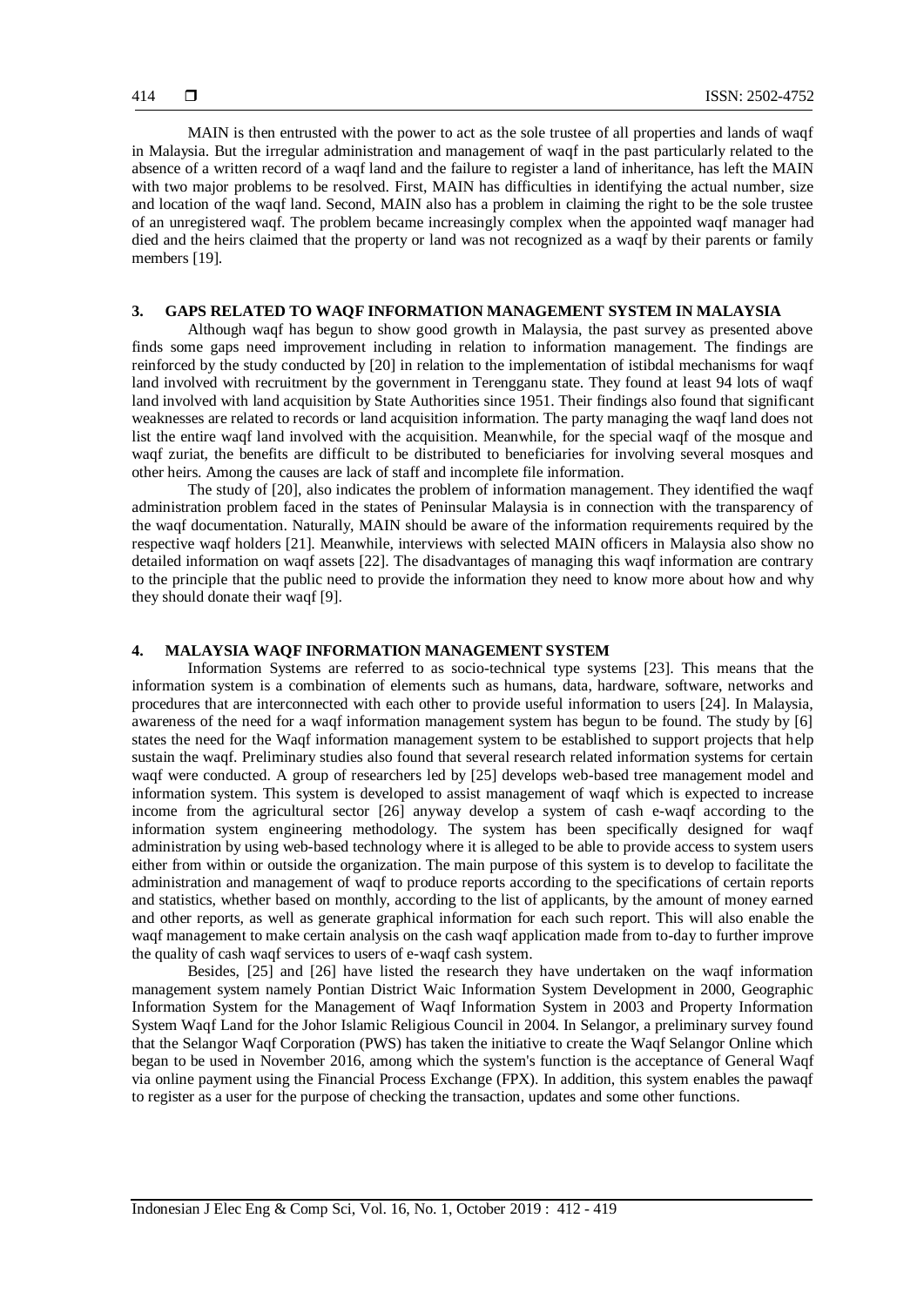MAIN is then entrusted with the power to act as the sole trustee of all properties and lands of waqf in Malaysia. But the irregular administration and management of waqf in the past particularly related to the absence of a written record of a waqf land and the failure to register a land of inheritance, has left the MAIN with two major problems to be resolved. First, MAIN has difficulties in identifying the actual number, size and location of the waqf land. Second, MAIN also has a problem in claiming the right to be the sole trustee of an unregistered waqf land. The problem became increasingly complex when the appointed waqf manager had died and the heirs claimed that the property or land was not recognized as a waqf by their parents or family members [19].

## 3. GAPS RELATED TO WAQF INFORMATION MANAGEMENT SYSTEM IN MALAYSIA

Although waqf has begun to show good growth in Malaysia, the past survey as presented above finds some gaps need improvement including in relation to information management. The findings are reinforced by the study conducted by [20] in relation to the implementation of istibdal mechanisms for waqf land involved with recruitment by the government in Terengganu state. They found at least 94 lots of waqf land involved with land acquisition by State Authorities since 1951. Their findings also found that significant weaknesses are related to records or land acquisition information. The party managing the waqf land does not list the entire waqf land involved with the acquisition. Meanwhile, for the special waqf of the mosque and waqf zuriat, the benefits are difficult to be distributed to beneficiaries for involving several mosques and other heirs. Among the causes are lack of staff and incomplete file information.

The study of [20], also indicates the problem of information management. They identified the waqf administration problem faced in the states of Peninsular Malaysia is in connection with the transparency of the waqf documentation. Naturally, MAIN should be aware of the information requirements required by the respective waqf holders [21]. Meanwhile, interviews with selected MAIN officers in Malaysia also show no detailed information on waqf assets [22]. The disadvantages of managing this waqf information are contrary to the principle that the public need to provide the information they need to know more about how and why they should donate their waqf [9].

## 4. MALAYSIA WAQF INFORMATION MANAGEMENT SYSTEM

Information Systems are referred to as socio-technical type systems [23]. This means that the information system is a combination of elements such as humans, data, hardware, software, networks and procedures that are interconnected with each other to provide useful information to users [24]. In Malaysia, awareness of the need for a waqf information management system has begun to be found. The study by [6] states the need for the Waqf information management system to be established to support projects that help sustain the waqf. Preliminary studies also found that several research related information systems for certain waqf were conducted. A group of researchers led by [25] develops web-based tree management model and information system. This system is developed to assist management of waqf which is expected to increase income from the agricultural sector [26] anyway develop a system of cash e-waqf according to the information system engineering methodology. The system has been specifically designed for waqf administration by using web-based technology where it is alleged to be able to provide access to system users either from within or outside the organization. The main purpose of this system is to develop to facilitate the administration and management of waqf to produce reports according to the specifications of certain reports and statistics, whether based on monthly, according to the list of applicants, by the amount of money earned and other reports, as well as generate graphical information for each such report. This will also enable the waqf management to make certain analysis on the cash waqf application made from to-day to further improve the quality of cash waqf services to users of e-waqf cash system.

Besides, [25] and [26] have listed the research they have undertaken on the waqf information management system namely Pontian District Waic Information System Development in 2000, Geographic Information System for the Management of Waqf Information System in 2003 and Property Information System Waqf Land for the Johor Islamic Religious Council in 2004. In Selangor, a preliminary survey found that the Selangor Waqf Corporation (PWS) has taken the initiative to create the Waqf Selangor Online which began to be used in November 2016, among which the system's function is the acceptance of General Waqf via online payment using the Financial Process Exchange (FPX). In addition, this system enables the pawaqf to register as a user for the purpose of checking the transaction, updates and some other functions.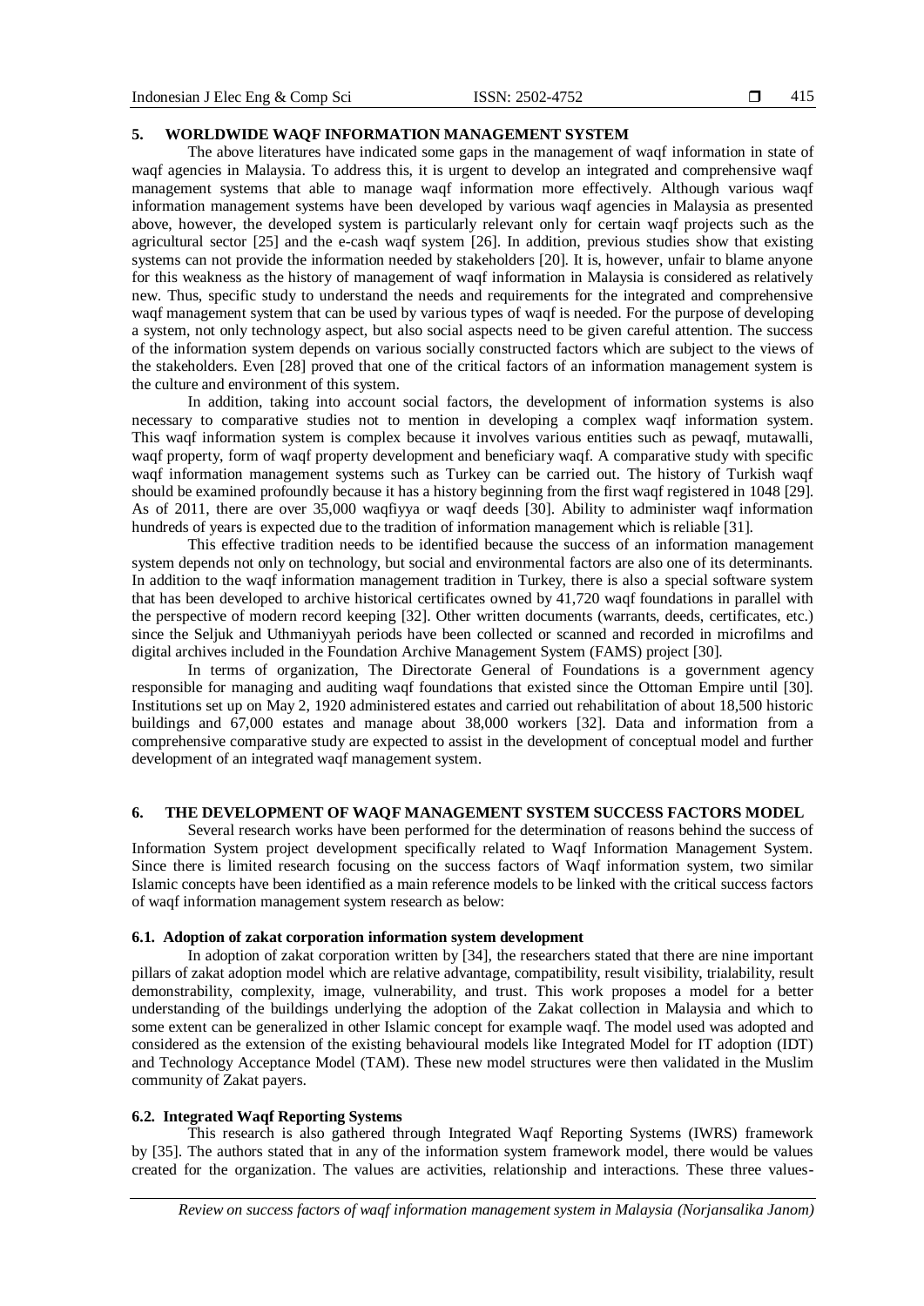## 5. WORLDWIDE WAQF INFORMATION MANAGEMENT SYSTEM

The above literatures have indicated some gaps in the management of waqf information in state of waqf agencies in Malaysia. To address this, it is urgent to develop an integrated and comprehensive waqf management systems that able to manage waqf information more effectively. Although various waqf information management systems have been developed by various waqf agencies in Malaysia as presented above, however, the developed system is particularly relevant only for certain waqf projects such as the agricultural sector [25] and the e-cash waqf system [26]. In addition, previous studies show that existing systems can not provide the information needed by stakeholders [20]. It is, however, unfair to blame anyone for this weakness as the history of management of waqf information in Malaysia is considered as relatively new. Thus, specific study to understand the needs and requirements for the integrated and comprehensive waqf management system that can be used by various types of waqf is needed. For the purpose of developing a system, not only technology aspect, but also social aspects need to be given careful attention. The success of the information system depends on various socially constructed factors which are subject to the views of the stakeholders. Even [28] proved that one of the critical factors of an information management system is the culture and environment of this system.

In addition, taking into account social factors, the development of information systems is also necessary to comparative studies not to mention in developing a complex waqf information system. This waqf information system is complex because it involves various entities such as pewaqf, mutawalli, waqf property, form of waqf property development and beneficiary waqf. A comparative study with specific waqf information management systems such as Turkey can be carried out. The history of Turkish waqf should be examined profoundly because it has a history beginning from the first waqf registered in 1048 [29]. As of 2011, there are over 35,000 waqfiyya or waqf deeds [30]. Ability to administer waqf information hundreds of years is expected due to the tradition of information management which is reliable [31].

This effective tradition needs to be identified because the success of an information management system depends not only on technology, but social and environmental factors are also one of its determinants. In addition to the waqf information management tradition in Turkey, there is also a special software system that has been developed to archive historical certificates owned by 41,720 waqf foundations in parallel with the perspective of modern record keeping [32]. Other written documents (warrants, deeds, certificates, etc.) since the Seljuk and Uthmaniyyah periods have been collected or scanned and recorded in microfilms and digital archives included in the Foundation Archive Management System (FAMS) project [30].

In terms of organization, The Directorate General of Foundations is a government agency responsible for managing and auditing waqf foundations that existed since the Ottoman Empire until [30]. Institutions set up on May 2, 1920 administered estates and carried out rehabilitation of about 18,500 historic buildings and 67,000 estates and manage about 38,000 workers [32]. Data and information from a comprehensive comparative study are expected to assist in the development of conceptual model and further development of an integrated waqf management system.

## 6. THE DEVELOPMENT OF WAQF MANAGEMENT SYSTEM SUCCESS FACTORS MODEL

Several research works have been performed for the determination of reasons behind the success of Information System project development specifically related to Waqf Information Management System. Since there is limited research focusing on the success factors of Waqf information system, two similar Islamic concepts have been identified as a main reference models to be linked with the critical success factors of waqf information management system research as below:

### 6.1. Adoption of zakat corporation information system development

In adoption of zakat corporation written by [34], the researchers stated that there are nine important pillars of zakat adoption model which are relative advantage, compatibility, result visibility, trialability, result demonstrability, complexity, image, vulnerability, and trust. This work proposes a model for a better understanding of the buildings underlying the adoption of the Zakat collection in Malaysia and which to some extent can be generalized in other Islamic concept for example waqf. The model used was adopted and considered as the extension of the existing behavioural models like Integrated Model for IT adoption (IDT) and Technology Acceptance Model (TAM). These new model structures were then validated in the Muslim community of Zakat payers.

### 6.2. Integrated Waqf Reporting Systems

This research is also gathered through Integrated Waqf Reporting Systems (IWRS) framework by [35]. The authors stated that in any of the information system framework model, there would be values created for the organization. The values are activities, relationship and interactions. These three values-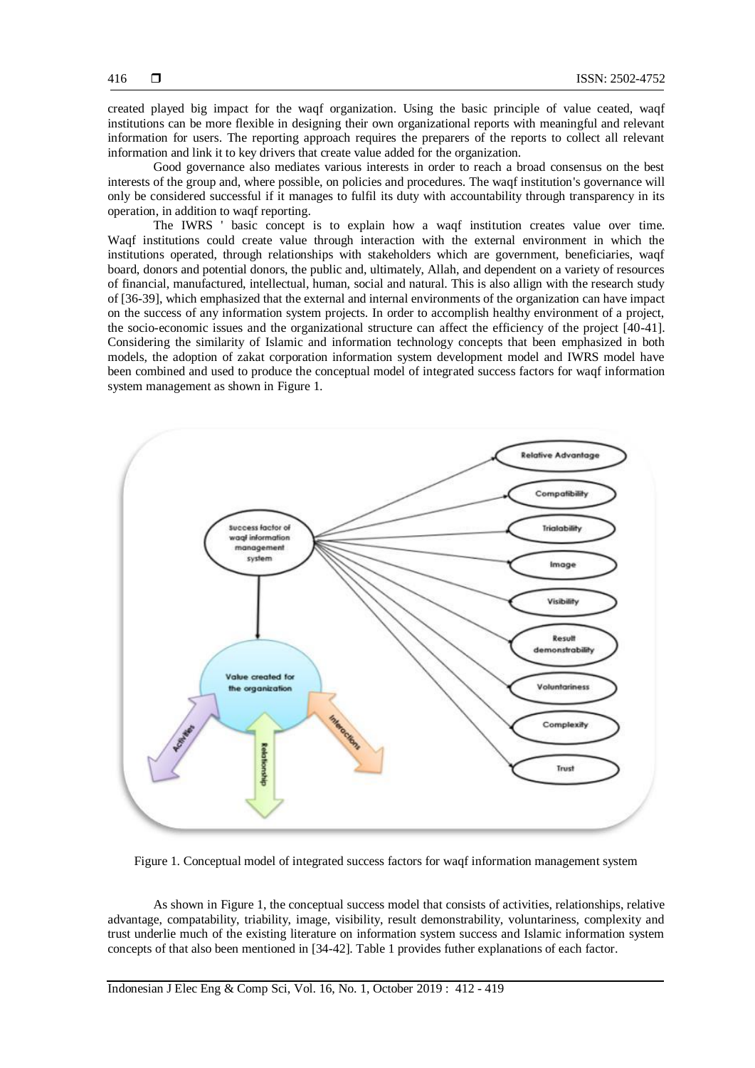created played big impact for the waqf organization. Using the basic principle of value ceated, waqf institutions can be more flexible in designing their own organizational reports with meaningful and relevant information for users. The reporting approach requires the preparers of the reports to collect all relevant information and link it to key drivers that create value added for the organization.

Good governance also mediates various interests in order to reach a broad consensus on the best interests of the group and, where possible, on policies and procedures. The waqf institution's governance will only be considered successful if it manages to fulfil its duty with accountability through transparency in its operation, in addition to waqf reporting.

The IWRS ' basic concept is to explain how a waqf institution creates value over time. Waqf institutions could create value through interaction with the external environment in which the institutions operated, through relationships with stakeholders which are government, beneficiaries, waqf board, donors and potential donors, the public and, ultimately, Allah, and dependent on a variety of resources of financial, manufactured, intellectual, human, social and natural. This is also allign with the research study of [36-39], which emphasized that the external and internal environments of the organization can have impact on the success of any information system projects. In order to accomplish healthy environment of a project, the socio-economic issues and the organizational structure can affect the efficiency of the project [40-41]. Considering the similarity of Islamic and information technology concepts that been emphasized in both models, the adoption of zakat corporation information system development model and IWRS model have been combined and used to produce the conceptual model of integrated success factors for waqf information system management as shown in Figure 1.

Figure 1. Conceptual model of integrated success factors for waqf information management system

As shown in Figure 1, the conceptual success model that consists of activities, relationships, relative advantage, compatability, triability, image, visibility, result demonstrability, voluntariness, complexity and trust underlie much of the existing literature on information system success and Islamic information system concepts of that also been mentioned in [34-42]. Table 1 provides futher explanations of each factor.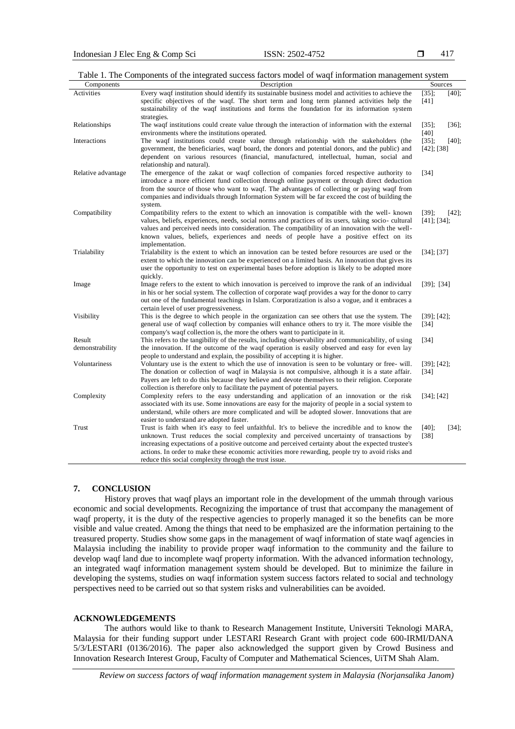Table 1. The Components of the integrated success factors model of waqf information management system

| Components | Description | Sources |
|---|---|---|
| Activities | Every waqf institution should identify its sustainable business model and activities to achieve the specific objectives of the waqf. The short term and long term planned activities help the sustainability of the waqf institutions and forms the foundation for its information system strategies. | [35]; [40]; [41] |
| Relationships | The waqf institutions could create value through the interaction of information with the external environments where the institutions operated. | [35]; [36]; [40] |
| Interactions | The waqf institutions could create value through relationship with the stakeholders (the government, the beneficiaries, waqf board, the donors and potential donors, and the public) and dependent on various resources (financial, manufactured, intellectual, human, social and relationship and natural). | [35]; [40]; [42]; [38] |
| Relative advantage | The emergence of the zakat or waqf collection of companies forced respective authority to introduce a more efficient fund collection through online payment or through direct deduction from the source of those who want to waqf. The advantages of collecting or paying waqf from companies and individuals through Information System will be far exceed the cost of building the system. | [34] |
| Compatibility | Compatibility refers to the extent to which an innovation is compatible with the well- known values, beliefs, experiences, needs, social norms and practices of its users, taking socio- cultural values and perceived needs into consideration. The compatibility of an innovation with the well-known values, beliefs, experiences and needs of people have a positive effect on its implementation. | [39]; [42]; [41]; [34]; |
| Trialability | Trialability is the extent to which an innovation can be tested before resources are used or the extent to which the innovation can be experienced on a limited basis. An innovation that gives its user the opportunity to test on experimental bases before adoption is likely to be adopted more quickly. | [34]; [37] |
| Image | Image refers to the extent to which innovation is perceived to improve the rank of an individual in his or her social system. The collection of corporate waqf provides a way for the donor to carry out one of the fundamental teachings in Islam. Corporatization is also a vogue, and it embraces a certain level of user progressiveness. | [39]; [34] |
| Visibility | This is the degree to which people in the organization can see others that use the system. The general use of waqf collection by companies will enhance others to try it. The more visible the company's waqf collection is, the more the others want to participate in it. | [39]; [42]; [34] |
| Result demonstrability | This refers to the tangibility of the results, including observability and communicability, of using the innovation. If the outcome of the waqf operation is easily observed and easy for even lay people to understand and explain, the possibility of accepting it is higher. | [34] |
| Voluntariness | Voluntary use is the extent to which the use of innovation is seen to be voluntary or free- will. The donation or collection of waqf in Malaysia is not compulsive, although it is a state affair. Payers are left to do this because they believe and devote themselves to their religion. Corporate collection is therefore only to facilitate the payment of potential payers. | [39]; [42]; [34] |
| Complexity | Complexity refers to the easy understanding and application of an innovation or the risk associated with its use. Some innovations are easy for the majority of people in a social system to understand, while others are more complicated and will be adopted slower. Innovations that are easier to understand are adopted faster. | [34]; [42] |
| Trust | Trust is faith when it's easy to feel unfaithful. It's to believe the incredible and to know the unknown. Trust reduces the social complexity and perceived uncertainty of transactions by increasing expectations of a positive outcome and perceived certainty about the expected trustee's actions. In order to make these economic activities more rewarding, people try to avoid risks and reduce this social complexity through the trust issue. | [40]; [34]; [38] |

## 7. CONCLUSION

History proves that waqf plays an important role in the development of the ummah through various economic and social developments. Recognizing the importance of trust that accompany the management of waqf property, it is the duty of the respective agencies to properly managed it so the benefits can be more visible and value created. Among the things that need to be emphasized are the information pertaining to the treasured property. Studies show some gaps in the management of waqf information of state waqf agencies in Malaysia including the inability to provide proper waqf information to the community and the failure to develop waqf land due to incomplete waqf property information. With the advanced information technology, an integrated waqf information management system should be developed. But to minimize the failure in developing the systems, studies on waqf information system success factors related to social and technology perspectives need to be carried out so that system risks and vulnerabilities can be avoided.

## ACKNOWLEDGEMENTS

The authors would like to thank to Research Management Institute, Universiti Teknologi MARA, Malaysia for their funding support under LESTARI Research Grant with project code 600-IRMI/DANA 5/3/LESTARI (0136/2016). The paper also acknowledged the support given by Crowd Business and Innovation Research Interest Group, Faculty of Computer and Mathematical Sciences, UiTM Shah Alam.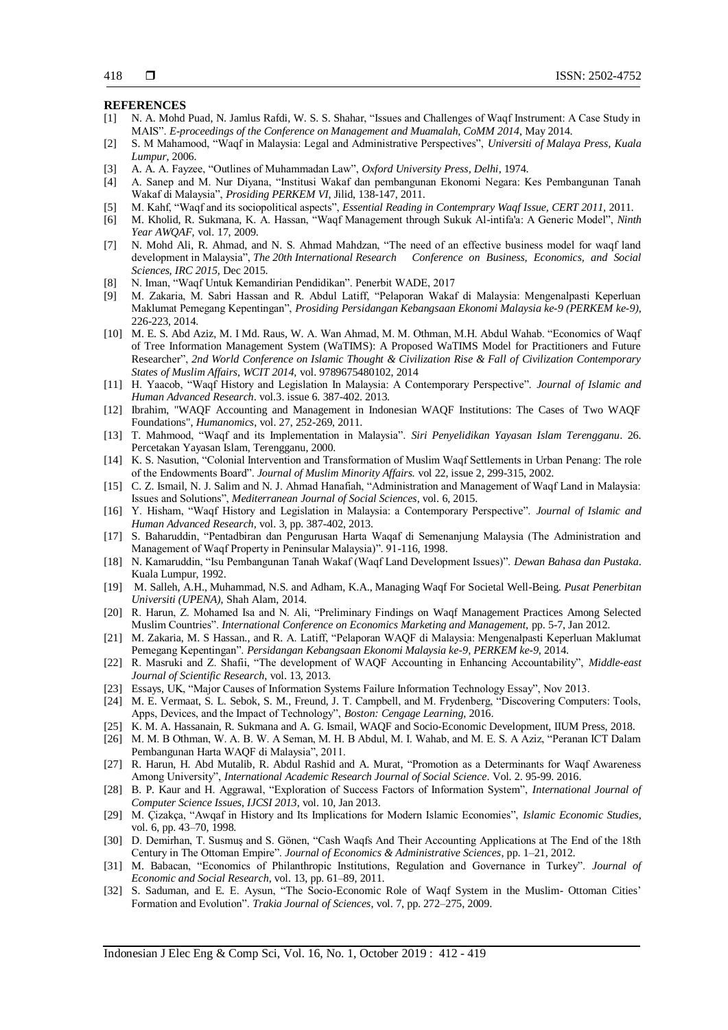**REFERENCES**

[1] N. A. Mohd Puad, N. Jamlus Rafdi, W. S. S. Shahar, "Issues and Challenges of Waqf Instrument: A Case Study in MAIS". *E-proceedings of the Conference on Management and Muamalah, CoMM 2014*, May 2014.

[2] S. M Mahamood, "Waqf in Malaysia: Legal and Administrative Perspectives", *Universiti of Malaya Press, Kuala Lumpur*, 2006.

[3] A. A. A. Fayzee, "Outlines of Muhammadan Law", *Oxford University Press, Delhi*, 1974.

[4] A. Sanep and M. Nur Diyana, "Institusi Wakaf dan pembangunan Ekonomi Negara: Kes Pembangunan Tanah Wakaf di Malaysia", *Prosiding PERKEM VI*, Jilid, 138-147, 2011.

[5] M. Kahf, "Waqf and its sociopolitical aspects", *Essential Reading in Contemprary Waqf Issue, CERT 2011*, 2011.

[6] M. Kholid, R. Sukmana, K. A. Hassan, "Waqf Management through Sukuk Al-intifa'a: A Generic Model", *Ninth Year AWQAF*, vol. 17, 2009.

[7] N. Mohd Ali, R. Ahmad, and N. S. Ahmad Mahdzan, "The need of an effective business model for waqf land development in Malaysia", *The 20th International Research Conference on Business, Economics, and Social Sciences, IRC 2015*, Dec 2015.

[8] N. Iman, "Waqf Untuk Kemandirian Pendidikan". Penerbit WADE, 2017

[9] M. Zakaria, M. Sabri Hassan and R. Abdul Latiff, "Pelaporan Wakaf di Malaysia: Mengenalpasti Keperluan Maklumat Pemegang Kepentingan", *Prosiding Persidangan Kebangsaan Ekonomi Malaysia ke-9 (PERKEM ke-9)*, 226-223, 2014.

[10] M. E. S. Abd Aziz, M. I Md. Raus, W. A. Wan Ahmad, M. M. Othman, M.H. Abdul Wahab. "Economics of Waqf of Tree Information Management System (WaTIMS): A Proposed WaTIMS Model for Practitioners and Future Researcher", *2nd World Conference on Islamic Thought & Civilization Rise & Fall of Civilization Contemporary States of Muslim Affairs, WCIT 2014*, vol. 9789675480102, 2014

[11] H. Yaacob, "Waqf History and Legislation In Malaysia: A Contemporary Perspective". *Journal of Islamic and Human Advanced Research*. vol.3. issue 6. 387-402. 2013.

[12] Ibrahim, "WAQF Accounting and Management in Indonesian WAQF Institutions: The Cases of Two WAQF Foundations", *Humanomics*, vol. 27, 252-269, 2011.

[13] T. Mahmood, "Waqf and its Implementation in Malaysia". *Siri Penyelidikan Yayasan Islam Terengganu*. 26. Percetakan Yayasan Islam, Terengganu, 2000.

[14] K. S. Nasution, "Colonial Intervention and Transformation of Muslim Waqf Settlements in Urban Penang: The role of the Endowments Board". *Journal of Muslim Minority Affairs.* vol 22, issue 2, 299-315, 2002.

[15] C. Z. Ismail, N. J. Salim and N. J. Ahmad Hanafiah, "Administration and Management of Waqf Land in Malaysia: Issues and Solutions", *Mediterranean Journal of Social Sciences*, vol. 6, 2015.

[16] Y. Hisham, "Waqf History and Legislation in Malaysia: a Contemporary Perspective". *Journal of Islamic and Human Advanced Research*, vol. 3, pp. 387-402, 2013.

[17] S. Baharuddin, "Pentadbiran dan Pengurusan Harta Waqaf di Semenanjung Malaysia (The Administration and Management of Waqf Property in Peninsular Malaysia)". 91-116, 1998.

[18] N. Kamaruddin, "Isu Pembangunan Tanah Wakaf (Waqf Land Development Issues)". *Dewan Bahasa dan Pustaka*. Kuala Lumpur, 1992.

[19] M. Salleh, A.H., Muhammad, N.S. and Adham, K.A., Managing Waqf For Societal Well-Being. *Pusat Penerbitan Universiti (UPENA)*, Shah Alam, 2014.

[20] R. Harun, Z. Mohamed Isa and N. Ali, "Preliminary Findings on Waqf Management Practices Among Selected Muslim Countries". *International Conference on Economics Marketing and Management*, pp. 5-7, Jan 2012.

[21] M. Zakaria, M. S Hassan., and R. A. Latiff, "Pelaporan WAQF di Malaysia: Mengenalpasti Keperluan Maklumat Pemegang Kepentingan". *Persidangan Kebangsaan Ekonomi Malaysia ke-9, PERKEM ke-9*, 2014.

[22] R. Masruki and Z. Shafii, "The development of WAQF Accounting in Enhancing Accountability", *Middle-east Journal of Scientific Research*, vol. 13, 2013.

[23] Essays, UK, "Major Causes of Information Systems Failure Information Technology Essay", Nov 2013.

[24] M. E. Vermaat, S. L. Sebok, S. M., Freund, J. T. Campbell, and M. Frydenberg, "Discovering Computers: Tools, Apps, Devices, and the Impact of Technology", *Boston: Cengage Learning*, 2016.

[25] K. M. A. Hassanain, R. Sukmana and A. G. Ismail, WAQF and Socio-Economic Development, IIUM Press, 2018.

[26] M. M. B Othman, W. A. B. W. A Seman, M. H. B Abdul, M. I. Wahab, and M. E. S. A Aziz, "Peranan ICT Dalam Pembangunan Harta WAQF di Malaysia", 2011.

[27] R. Harun, H. Abd Mutalib, R. Abdul Rashid and A. Murat, "Promotion as a Determinants for Waqf Awareness Among University", *International Academic Research Journal of Social Science*. Vol. 2. 95-99. 2016.

[28] B. P. Kaur and H. Aggrawal, "Exploration of Success Factors of Information System", *International Journal of Computer Science Issues, IJCSI 2013*, vol. 10, Jan 2013.

[29] M. Çizakça, "Awqaf in History and Its Implications for Modern Islamic Economies", *Islamic Economic Studies*, vol. 6, pp. 43–70, 1998.

[30] D. Demirhan, T. Susmuş and S. Gönen, "Cash Waqfs And Their Accounting Applications at The End of the 18th Century in The Ottoman Empire". *Journal of Economics & Administrative Sciences*, pp. 1–21, 2012.

[31] M. Babacan, "Economics of Philanthropic Institutions, Regulation and Governance in Turkey". *Journal of Economic and Social Research*, vol. 13, pp. 61–89, 2011.

[32] S. Saduman, and E. E. Aysun, "The Socio-Economic Role of Waqf System in the Muslim- Ottoman Cities' Formation and Evolution". *Trakia Journal of Sciences*, vol. 7, pp. 272–275, 2009.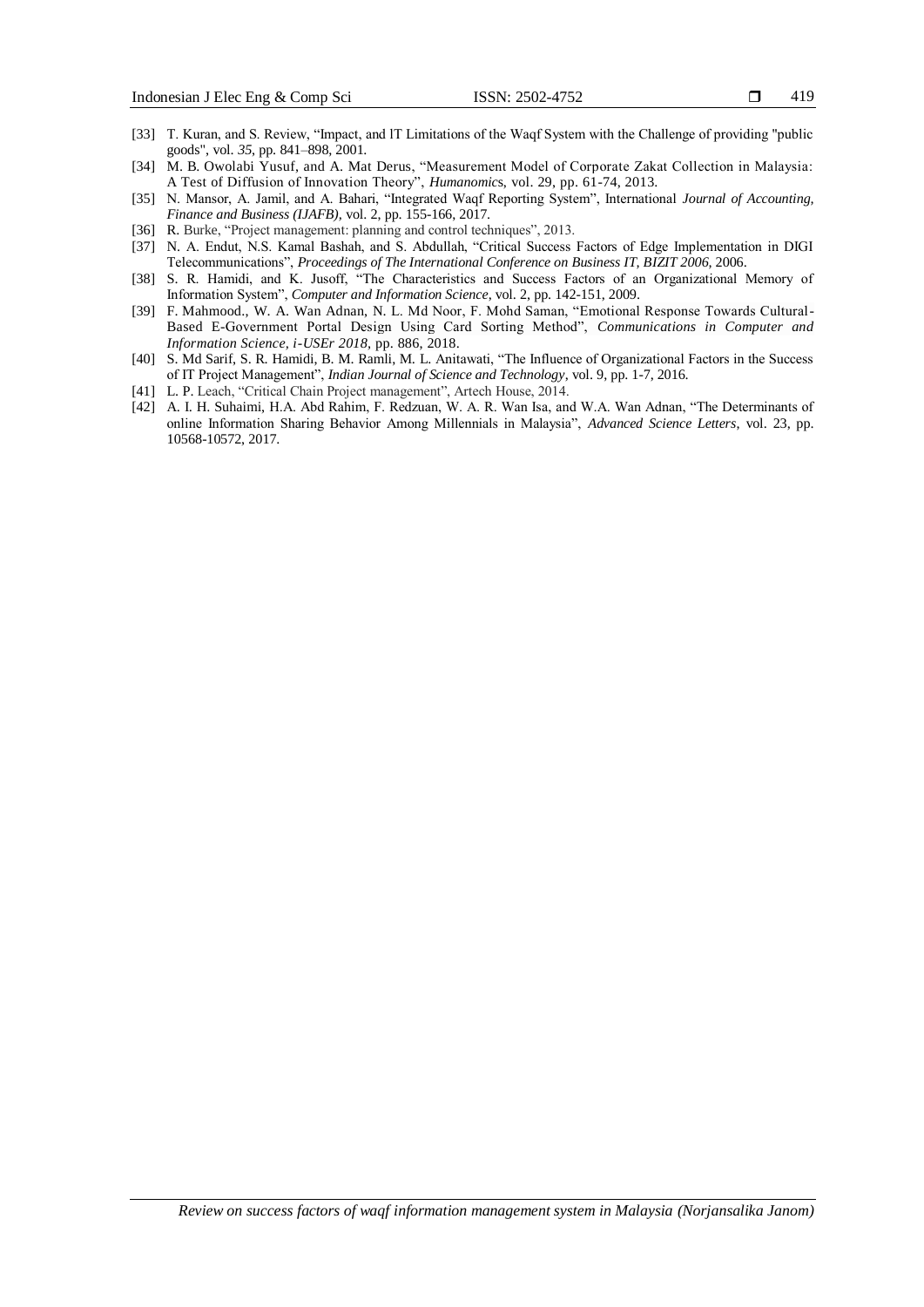[33] T. Kuran, and S. Review, "Impact, and lT Limitations of the Waqf System with the Challenge of providing "public goods", vol. *35*, pp. 841–898, 2001.

[34] M. B. Owolabi Yusuf, and A. Mat Derus, "Measurement Model of Corporate Zakat Collection in Malaysia: A Test of Diffusion of Innovation Theory", *Humanomics*, vol. 29, pp. 61-74, 2013.

[35] N. Mansor, A. Jamil, and A. Bahari, "Integrated Waqf Reporting System", International *Journal of Accounting, Finance and Business (IJAFB)*, vol. 2, pp. 155-166, 2017.

[36] R. Burke, "Project management: planning and control techniques", 2013.

[37] N. A. Endut, N.S. Kamal Bashah, and S. Abdullah, "Critical Success Factors of Edge Implementation in DIGI Telecommunications", *Proceedings of The International Conference on Business IT, BIZIT 2006*, 2006.

[38] S. R. Hamidi, and K. Jusoff, "The Characteristics and Success Factors of an Organizational Memory of Information System", *Computer and Information Science*, vol. 2, pp. 142-151, 2009.

[39] F. Mahmood., W. A. Wan Adnan, N. L. Md Noor, F. Mohd Saman, "Emotional Response Towards Cultural-Based E-Government Portal Design Using Card Sorting Method", *Communications in Computer and Information Science, i-USEr 2018*, pp. 886, 2018.

[40] S. Md Sarif, S. R. Hamidi, B. M. Ramli, M. L. Anitawati, "The Influence of Organizational Factors in the Success of IT Project Management", *Indian Journal of Science and Technology*, vol. 9, pp. 1-7, 2016.

[41] L. P. Leach, "Critical Chain Project management", Artech House, 2014.

[42] A. I. H. Suhaimi, H.A. Abd Rahim, F. Redzuan, W. A. R. Wan Isa, and W.A. Wan Adnan, "The Determinants of online Information Sharing Behavior Among Millennials in Malaysia", *Advanced Science Letters*, vol. 23, pp. 10568-10572, 2017.